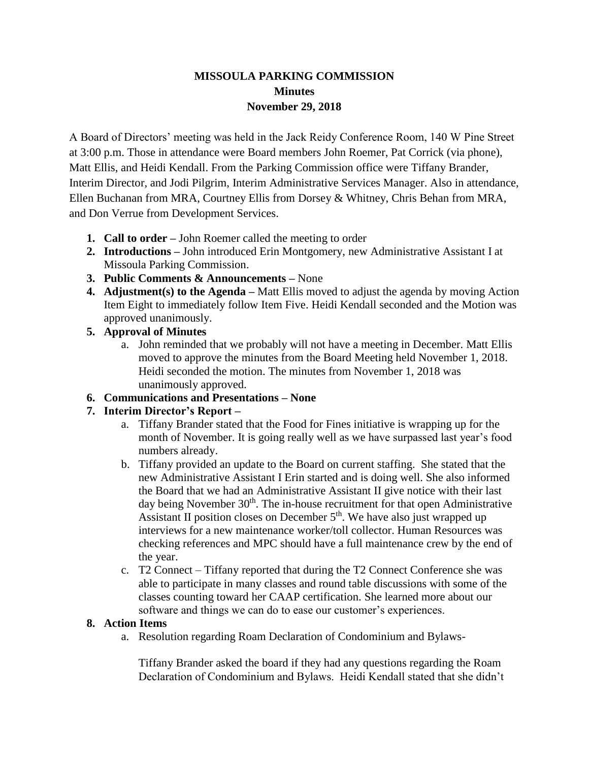# MISSOULA PARKING COMMISSION
## Minutes
### November 29, 2018

A Board of Directors' meeting was held in the Jack Reidy Conference Room, 140 W Pine Street at 3:00 p.m. Those in attendance were Board members John Roemer, Pat Corrick (via phone), Matt Ellis, and Heidi Kendall. From the Parking Commission office were Tiffany Brander, Interim Director, and Jodi Pilgrim, Interim Administrative Services Manager. Also in attendance, Ellen Buchanan from MRA, Courtney Ellis from Dorsey & Whitney, Chris Behan from MRA, and Don Verrue from Development Services.

1. **Call to order –** John Roemer called the meeting to order
2. **Introductions –** John introduced Erin Montgomery, new Administrative Assistant I at Missoula Parking Commission.
3. **Public Comments & Announcements –** None
4. **Adjustment(s) to the Agenda –** Matt Ellis moved to adjust the agenda by moving Action Item Eight to immediately follow Item Five. Heidi Kendall seconded and the Motion was approved unanimously.
5. **Approval of Minutes**
   a. John reminded that we probably will not have a meeting in December. Matt Ellis moved to approve the minutes from the Board Meeting held November 1, 2018. Heidi seconded the motion. The minutes from November 1, 2018 was unanimously approved.
6. **Communications and Presentations – None**
7. **Interim Director's Report –**
   a. Tiffany Brander stated that the Food for Fines initiative is wrapping up for the month of November. It is going really well as we have surpassed last year's food numbers already.
   b. Tiffany provided an update to the Board on current staffing. She stated that the new Administrative Assistant I Erin started and is doing well. She also informed the Board that we had an Administrative Assistant II give notice with their last day being November 30th. The in-house recruitment for that open Administrative Assistant II position closes on December 5th. We have also just wrapped up interviews for a new maintenance worker/toll collector. Human Resources was checking references and MPC should have a full maintenance crew by the end of the year.
   c. T2 Connect – Tiffany reported that during the T2 Connect Conference she was able to participate in many classes and round table discussions with some of the classes counting toward her CAAP certification. She learned more about our software and things we can do to ease our customer's experiences.
8. **Action Items**
   a. Resolution regarding Roam Declaration of Condominium and Bylaws-

      Tiffany Brander asked the board if they had any questions regarding the Roam Declaration of Condominium and Bylaws. Heidi Kendall stated that she didn't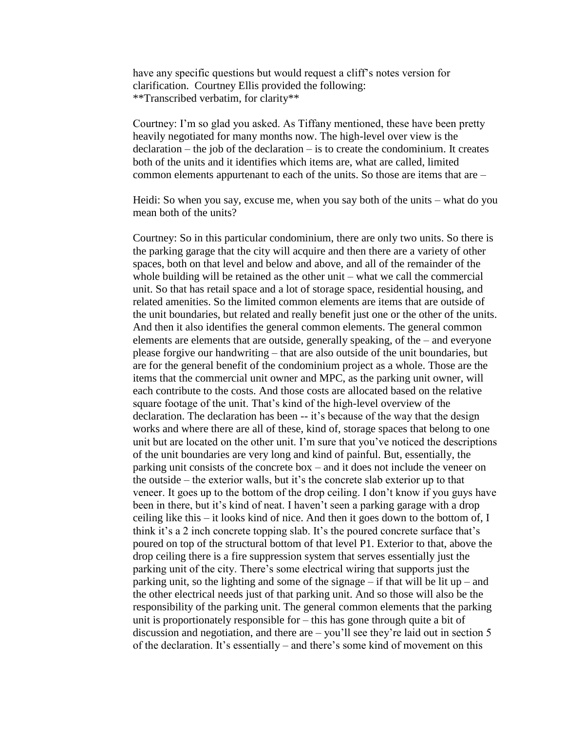have any specific questions but would request a cliff's notes version for clarification. Courtney Ellis provided the following:
**Transcribed verbatim, for clarity**

Courtney: I'm so glad you asked. As Tiffany mentioned, these have been pretty heavily negotiated for many months now. The high-level over view is the declaration – the job of the declaration – is to create the condominium. It creates both of the units and it identifies which items are, what are called, limited common elements appurtenant to each of the units. So those are items that are –

Heidi: So when you say, excuse me, when you say both of the units – what do you mean both of the units?

Courtney: So in this particular condominium, there are only two units. So there is the parking garage that the city will acquire and then there are a variety of other spaces, both on that level and below and above, and all of the remainder of the whole building will be retained as the other unit – what we call the commercial unit. So that has retail space and a lot of storage space, residential housing, and related amenities. So the limited common elements are items that are outside of the unit boundaries, but related and really benefit just one or the other of the units. And then it also identifies the general common elements. The general common elements are elements that are outside, generally speaking, of the – and everyone please forgive our handwriting – that are also outside of the unit boundaries, but are for the general benefit of the condominium project as a whole. Those are the items that the commercial unit owner and MPC, as the parking unit owner, will each contribute to the costs. And those costs are allocated based on the relative square footage of the unit. That's kind of the high-level overview of the declaration. The declaration has been -- it's because of the way that the design works and where there are all of these, kind of, storage spaces that belong to one unit but are located on the other unit. I'm sure that you've noticed the descriptions of the unit boundaries are very long and kind of painful. But, essentially, the parking unit consists of the concrete box – and it does not include the veneer on the outside – the exterior walls, but it's the concrete slab exterior up to that veneer. It goes up to the bottom of the drop ceiling. I don't know if you guys have been in there, but it's kind of neat. I haven't seen a parking garage with a drop ceiling like this – it looks kind of nice. And then it goes down to the bottom of, I think it's a 2 inch concrete topping slab. It's the poured concrete surface that's poured on top of the structural bottom of that level P1. Exterior to that, above the drop ceiling there is a fire suppression system that serves essentially just the parking unit of the city. There's some electrical wiring that supports just the parking unit, so the lighting and some of the signage – if that will be lit up – and the other electrical needs just of that parking unit. And so those will also be the responsibility of the parking unit. The general common elements that the parking unit is proportionately responsible for – this has gone through quite a bit of discussion and negotiation, and there are – you'll see they're laid out in section 5 of the declaration. It's essentially – and there's some kind of movement on this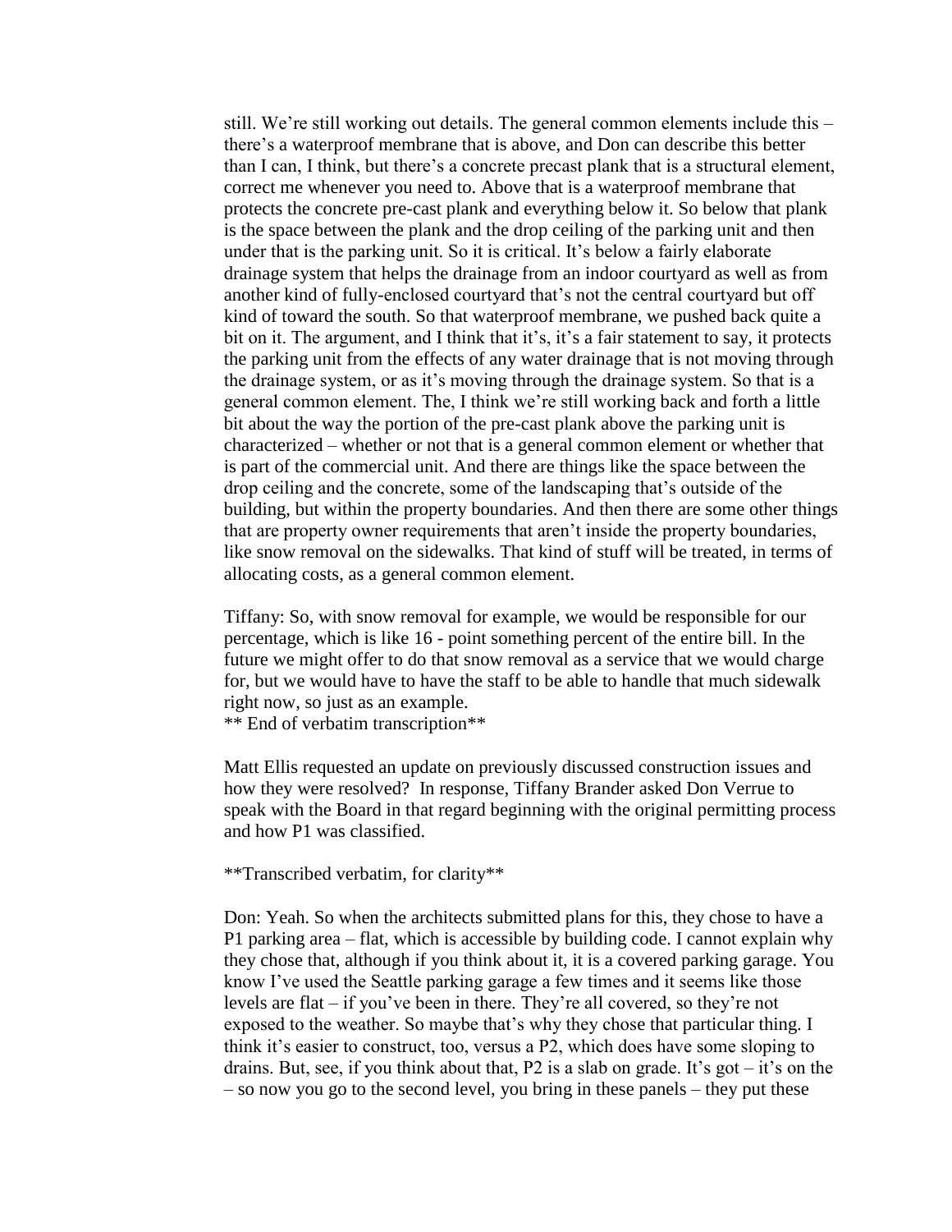still. We're still working out details. The general common elements include this – there's a waterproof membrane that is above, and Don can describe this better than I can, I think, but there's a concrete precast plank that is a structural element, correct me whenever you need to. Above that is a waterproof membrane that protects the concrete pre-cast plank and everything below it. So below that plank is the space between the plank and the drop ceiling of the parking unit and then under that is the parking unit. So it is critical. It's below a fairly elaborate drainage system that helps the drainage from an indoor courtyard as well as from another kind of fully-enclosed courtyard that's not the central courtyard but off kind of toward the south. So that waterproof membrane, we pushed back quite a bit on it. The argument, and I think that it's, it's a fair statement to say, it protects the parking unit from the effects of any water drainage that is not moving through the drainage system, or as it's moving through the drainage system. So that is a general common element. The, I think we're still working back and forth a little bit about the way the portion of the pre-cast plank above the parking unit is characterized – whether or not that is a general common element or whether that is part of the commercial unit. And there are things like the space between the drop ceiling and the concrete, some of the landscaping that's outside of the building, but within the property boundaries. And then there are some other things that are property owner requirements that aren't inside the property boundaries, like snow removal on the sidewalks. That kind of stuff will be treated, in terms of allocating costs, as a general common element.

Tiffany: So, with snow removal for example, we would be responsible for our percentage, which is like 16 - point something percent of the entire bill. In the future we might offer to do that snow removal as a service that we would charge for, but we would have to have the staff to be able to handle that much sidewalk right now, so just as an example.
** End of verbatim transcription**

Matt Ellis requested an update on previously discussed construction issues and how they were resolved? In response, Tiffany Brander asked Don Verrue to speak with the Board in that regard beginning with the original permitting process and how P1 was classified.

**Transcribed verbatim, for clarity**

Don: Yeah. So when the architects submitted plans for this, they chose to have a P1 parking area – flat, which is accessible by building code. I cannot explain why they chose that, although if you think about it, it is a covered parking garage. You know I've used the Seattle parking garage a few times and it seems like those levels are flat – if you've been in there. They're all covered, so they're not exposed to the weather. So maybe that's why they chose that particular thing. I think it's easier to construct, too, versus a P2, which does have some sloping to drains. But, see, if you think about that, P2 is a slab on grade. It's got – it's on the – so now you go to the second level, you bring in these panels – they put these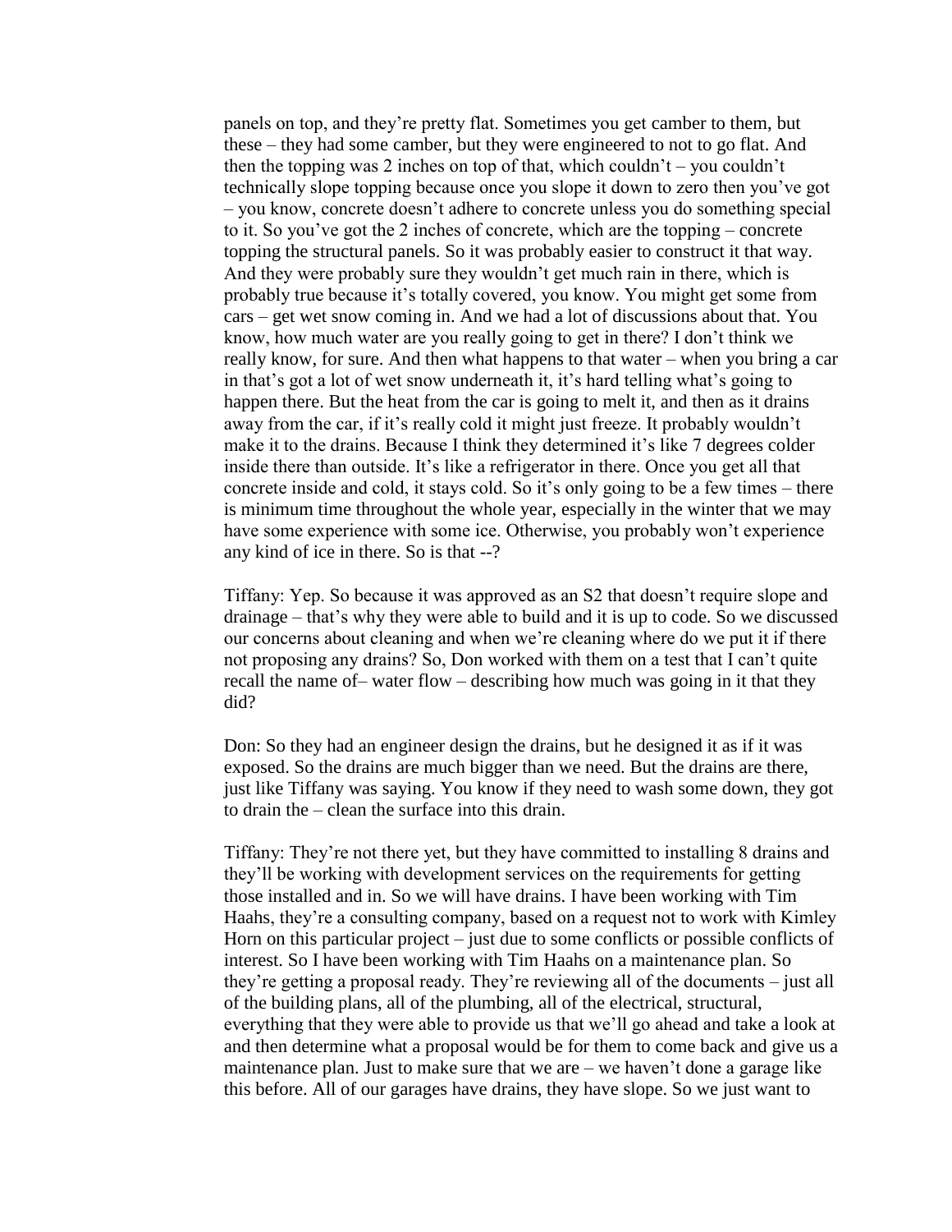panels on top, and they're pretty flat. Sometimes you get camber to them, but these – they had some camber, but they were engineered to not to go flat. And then the topping was 2 inches on top of that, which couldn't – you couldn't technically slope topping because once you slope it down to zero then you've got – you know, concrete doesn't adhere to concrete unless you do something special to it. So you've got the 2 inches of concrete, which are the topping – concrete topping the structural panels. So it was probably easier to construct it that way. And they were probably sure they wouldn't get much rain in there, which is probably true because it's totally covered, you know. You might get some from cars – get wet snow coming in. And we had a lot of discussions about that. You know, how much water are you really going to get in there? I don't think we really know, for sure. And then what happens to that water – when you bring a car in that's got a lot of wet snow underneath it, it's hard telling what's going to happen there. But the heat from the car is going to melt it, and then as it drains away from the car, if it's really cold it might just freeze. It probably wouldn't make it to the drains. Because I think they determined it's like 7 degrees colder inside there than outside. It's like a refrigerator in there. Once you get all that concrete inside and cold, it stays cold. So it's only going to be a few times – there is minimum time throughout the whole year, especially in the winter that we may have some experience with some ice. Otherwise, you probably won't experience any kind of ice in there. So is that --?

Tiffany: Yep. So because it was approved as an S2 that doesn't require slope and drainage – that's why they were able to build and it is up to code. So we discussed our concerns about cleaning and when we're cleaning where do we put it if there not proposing any drains? So, Don worked with them on a test that I can't quite recall the name of– water flow – describing how much was going in it that they did?

Don: So they had an engineer design the drains, but he designed it as if it was exposed. So the drains are much bigger than we need. But the drains are there, just like Tiffany was saying. You know if they need to wash some down, they got to drain the – clean the surface into this drain.

Tiffany: They're not there yet, but they have committed to installing 8 drains and they'll be working with development services on the requirements for getting those installed and in. So we will have drains. I have been working with Tim Haahs, they're a consulting company, based on a request not to work with Kimley Horn on this particular project – just due to some conflicts or possible conflicts of interest. So I have been working with Tim Haahs on a maintenance plan. So they're getting a proposal ready. They're reviewing all of the documents – just all of the building plans, all of the plumbing, all of the electrical, structural, everything that they were able to provide us that we'll go ahead and take a look at and then determine what a proposal would be for them to come back and give us a maintenance plan. Just to make sure that we are – we haven't done a garage like this before. All of our garages have drains, they have slope. So we just want to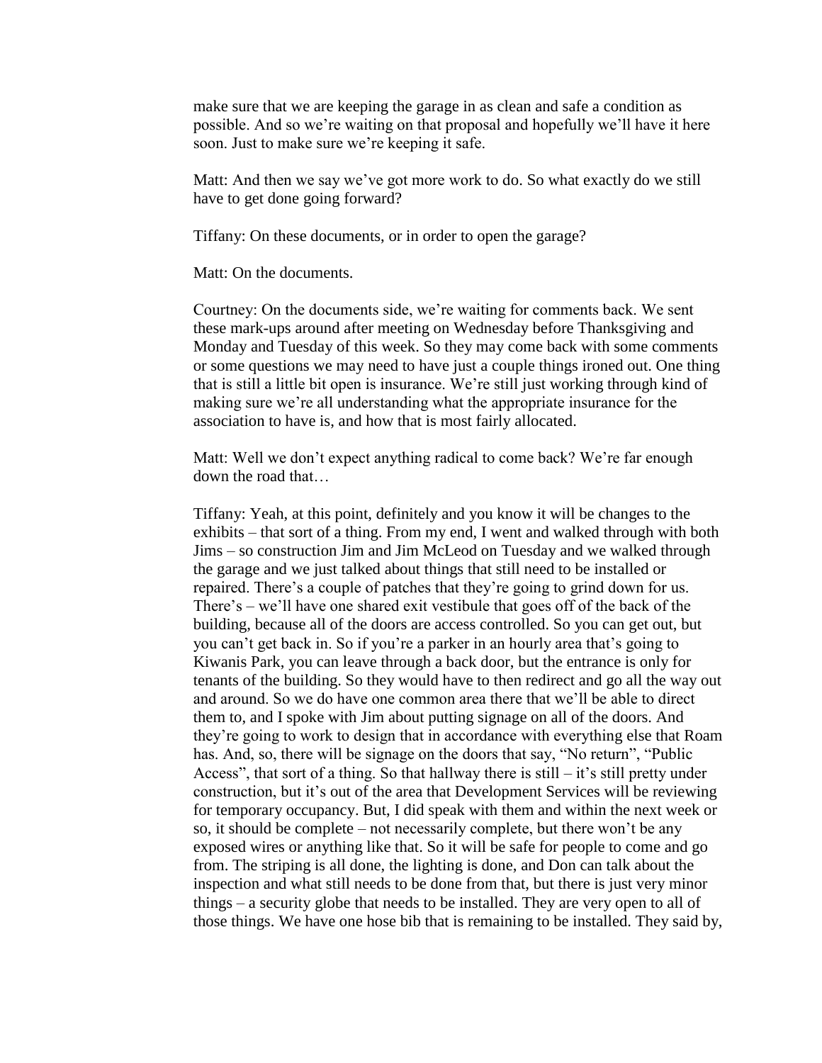make sure that we are keeping the garage in as clean and safe a condition as possible. And so we're waiting on that proposal and hopefully we'll have it here soon. Just to make sure we're keeping it safe.

Matt: And then we say we've got more work to do. So what exactly do we still have to get done going forward?

Tiffany: On these documents, or in order to open the garage?

Matt: On the documents.

Courtney: On the documents side, we're waiting for comments back. We sent these mark-ups around after meeting on Wednesday before Thanksgiving and Monday and Tuesday of this week. So they may come back with some comments or some questions we may need to have just a couple things ironed out. One thing that is still a little bit open is insurance. We're still just working through kind of making sure we're all understanding what the appropriate insurance for the association to have is, and how that is most fairly allocated.

Matt: Well we don't expect anything radical to come back? We're far enough down the road that…

Tiffany: Yeah, at this point, definitely and you know it will be changes to the exhibits – that sort of a thing. From my end, I went and walked through with both Jims – so construction Jim and Jim McLeod on Tuesday and we walked through the garage and we just talked about things that still need to be installed or repaired. There's a couple of patches that they're going to grind down for us. There's – we'll have one shared exit vestibule that goes off of the back of the building, because all of the doors are access controlled. So you can get out, but you can't get back in. So if you're a parker in an hourly area that's going to Kiwanis Park, you can leave through a back door, but the entrance is only for tenants of the building. So they would have to then redirect and go all the way out and around. So we do have one common area there that we'll be able to direct them to, and I spoke with Jim about putting signage on all of the doors. And they're going to work to design that in accordance with everything else that Roam has. And, so, there will be signage on the doors that say, "No return", "Public Access", that sort of a thing. So that hallway there is still – it's still pretty under construction, but it's out of the area that Development Services will be reviewing for temporary occupancy. But, I did speak with them and within the next week or so, it should be complete – not necessarily complete, but there won't be any exposed wires or anything like that. So it will be safe for people to come and go from. The striping is all done, the lighting is done, and Don can talk about the inspection and what still needs to be done from that, but there is just very minor things – a security globe that needs to be installed. They are very open to all of those things. We have one hose bib that is remaining to be installed. They said by,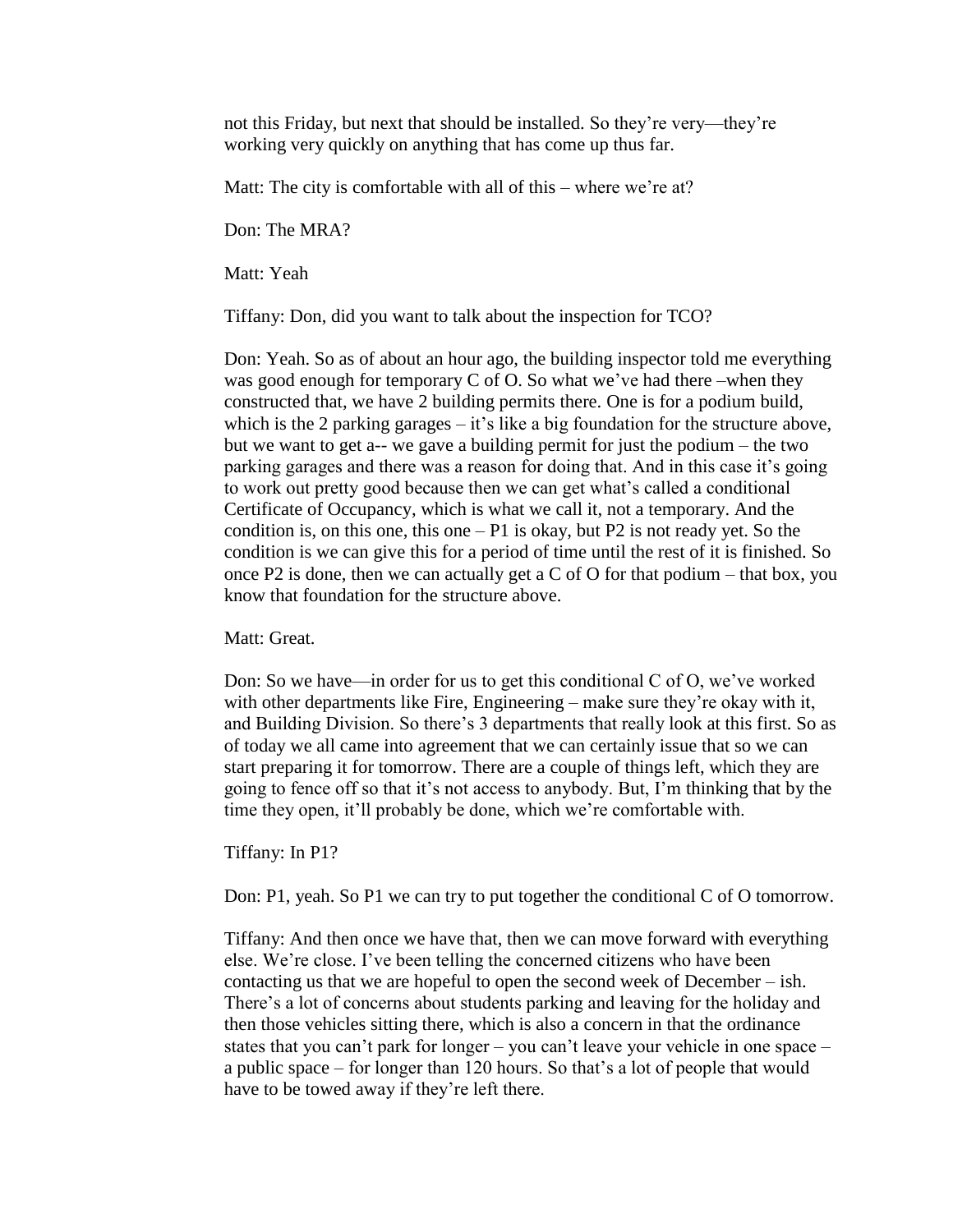not this Friday, but next that should be installed. So they're very—they're working very quickly on anything that has come up thus far.

Matt: The city is comfortable with all of this – where we're at?

Don: The MRA?

Matt: Yeah

Tiffany: Don, did you want to talk about the inspection for TCO?

Don: Yeah. So as of about an hour ago, the building inspector told me everything was good enough for temporary C of O. So what we've had there –when they constructed that, we have 2 building permits there. One is for a podium build, which is the 2 parking garages – it's like a big foundation for the structure above, but we want to get a-- we gave a building permit for just the podium – the two parking garages and there was a reason for doing that. And in this case it's going to work out pretty good because then we can get what's called a conditional Certificate of Occupancy, which is what we call it, not a temporary. And the condition is, on this one, this one – P1 is okay, but P2 is not ready yet. So the condition is we can give this for a period of time until the rest of it is finished. So once P2 is done, then we can actually get a C of O for that podium – that box, you know that foundation for the structure above.

Matt: Great.

Don: So we have—in order for us to get this conditional C of O, we've worked with other departments like Fire, Engineering – make sure they're okay with it, and Building Division. So there's 3 departments that really look at this first. So as of today we all came into agreement that we can certainly issue that so we can start preparing it for tomorrow. There are a couple of things left, which they are going to fence off so that it's not access to anybody. But, I'm thinking that by the time they open, it'll probably be done, which we're comfortable with.

Tiffany: In P1?

Don: P1, yeah. So P1 we can try to put together the conditional C of O tomorrow.

Tiffany: And then once we have that, then we can move forward with everything else. We're close. I've been telling the concerned citizens who have been contacting us that we are hopeful to open the second week of December – ish. There's a lot of concerns about students parking and leaving for the holiday and then those vehicles sitting there, which is also a concern in that the ordinance states that you can't park for longer – you can't leave your vehicle in one space – a public space – for longer than 120 hours. So that's a lot of people that would have to be towed away if they're left there.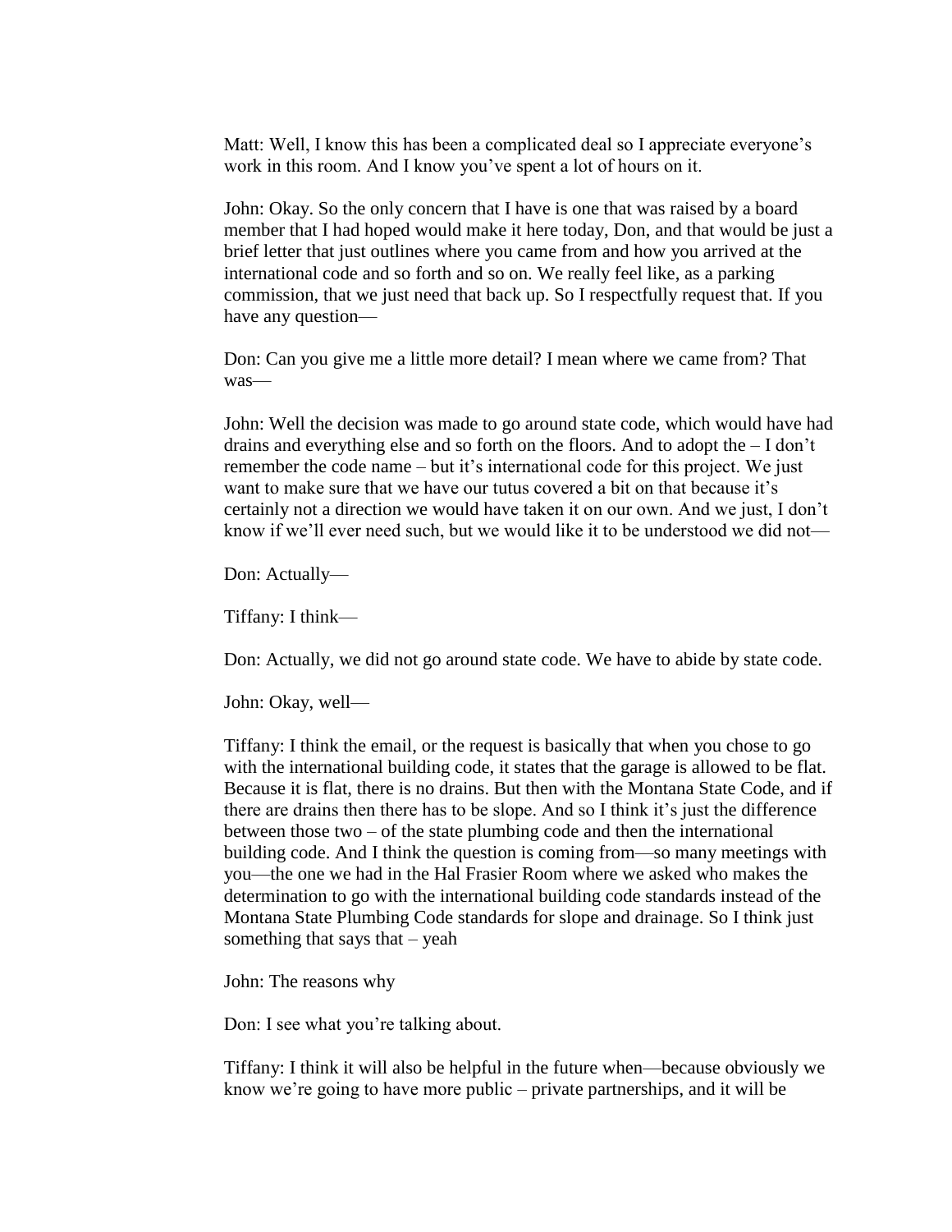Matt: Well, I know this has been a complicated deal so I appreciate everyone's work in this room. And I know you've spent a lot of hours on it.

John: Okay. So the only concern that I have is one that was raised by a board member that I had hoped would make it here today, Don, and that would be just a brief letter that just outlines where you came from and how you arrived at the international code and so forth and so on. We really feel like, as a parking commission, that we just need that back up. So I respectfully request that. If you have any question—

Don: Can you give me a little more detail? I mean where we came from? That was—

John: Well the decision was made to go around state code, which would have had drains and everything else and so forth on the floors. And to adopt the – I don't remember the code name – but it's international code for this project. We just want to make sure that we have our tutus covered a bit on that because it's certainly not a direction we would have taken it on our own. And we just, I don't know if we'll ever need such, but we would like it to be understood we did not—

Don: Actually—

Tiffany: I think—

Don: Actually, we did not go around state code. We have to abide by state code.

John: Okay, well—

Tiffany: I think the email, or the request is basically that when you chose to go with the international building code, it states that the garage is allowed to be flat. Because it is flat, there is no drains. But then with the Montana State Code, and if there are drains then there has to be slope. And so I think it's just the difference between those two – of the state plumbing code and then the international building code. And I think the question is coming from—so many meetings with you—the one we had in the Hal Frasier Room where we asked who makes the determination to go with the international building code standards instead of the Montana State Plumbing Code standards for slope and drainage. So I think just something that says that – yeah

John: The reasons why

Don: I see what you're talking about.

Tiffany: I think it will also be helpful in the future when—because obviously we know we're going to have more public – private partnerships, and it will be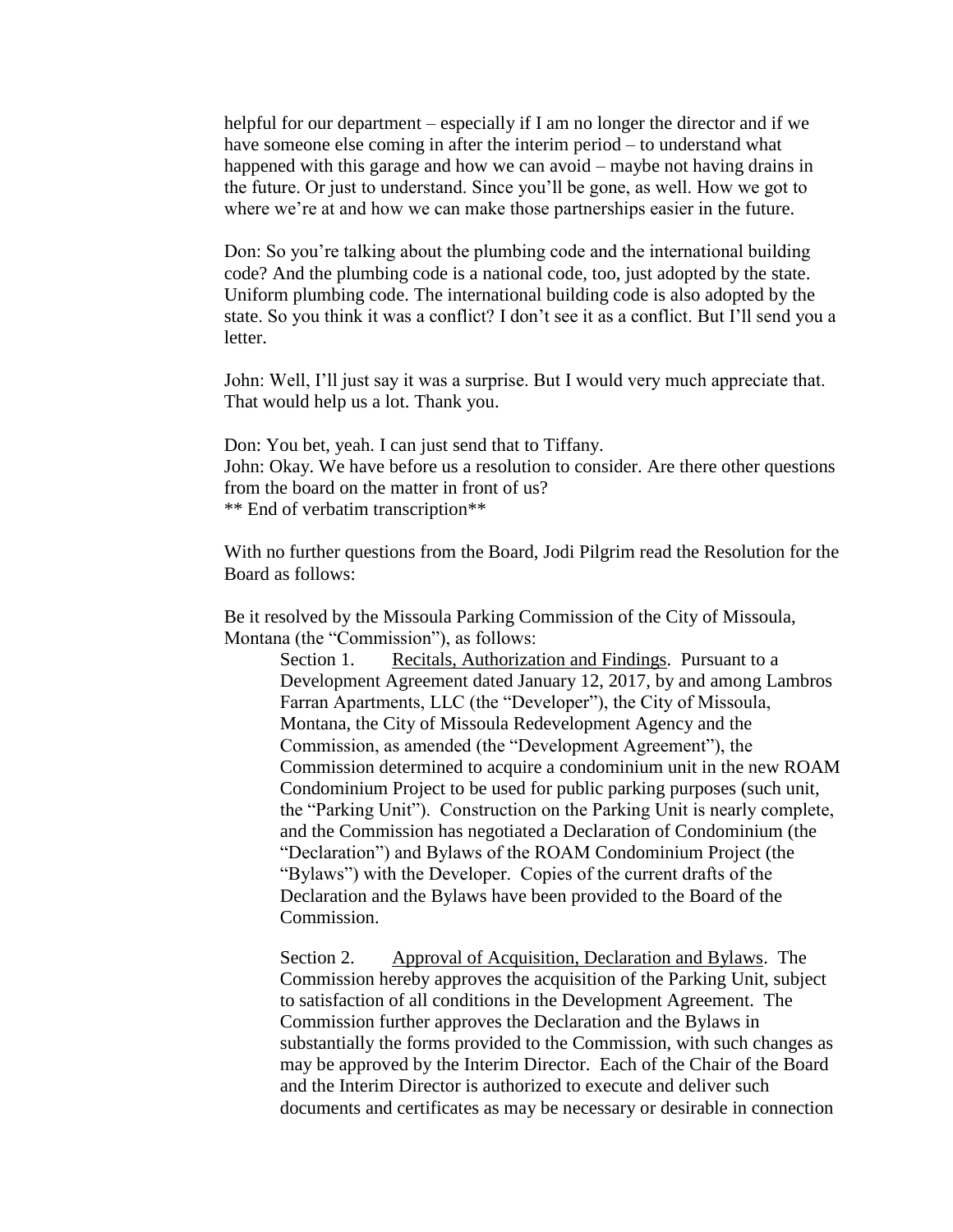helpful for our department – especially if I am no longer the director and if we have someone else coming in after the interim period – to understand what happened with this garage and how we can avoid – maybe not having drains in the future. Or just to understand. Since you'll be gone, as well. How we got to where we're at and how we can make those partnerships easier in the future.

Don: So you're talking about the plumbing code and the international building code? And the plumbing code is a national code, too, just adopted by the state. Uniform plumbing code. The international building code is also adopted by the state. So you think it was a conflict? I don't see it as a conflict. But I'll send you a letter.

John: Well, I'll just say it was a surprise. But I would very much appreciate that. That would help us a lot. Thank you.

Don: You bet, yeah. I can just send that to Tiffany.
John: Okay. We have before us a resolution to consider. Are there other questions from the board on the matter in front of us?
** End of verbatim transcription**

With no further questions from the Board, Jodi Pilgrim read the Resolution for the Board as follows:

Be it resolved by the Missoula Parking Commission of the City of Missoula, Montana (the "Commission"), as follows:

Section 1. Recitals, Authorization and Findings. Pursuant to a Development Agreement dated January 12, 2017, by and among Lambros Farran Apartments, LLC (the "Developer"), the City of Missoula, Montana, the City of Missoula Redevelopment Agency and the Commission, as amended (the "Development Agreement"), the Commission determined to acquire a condominium unit in the new ROAM Condominium Project to be used for public parking purposes (such unit, the "Parking Unit"). Construction on the Parking Unit is nearly complete, and the Commission has negotiated a Declaration of Condominium (the "Declaration") and Bylaws of the ROAM Condominium Project (the "Bylaws") with the Developer. Copies of the current drafts of the Declaration and the Bylaws have been provided to the Board of the Commission.

Section 2. Approval of Acquisition, Declaration and Bylaws. The Commission hereby approves the acquisition of the Parking Unit, subject to satisfaction of all conditions in the Development Agreement. The Commission further approves the Declaration and the Bylaws in substantially the forms provided to the Commission, with such changes as may be approved by the Interim Director. Each of the Chair of the Board and the Interim Director is authorized to execute and deliver such documents and certificates as may be necessary or desirable in connection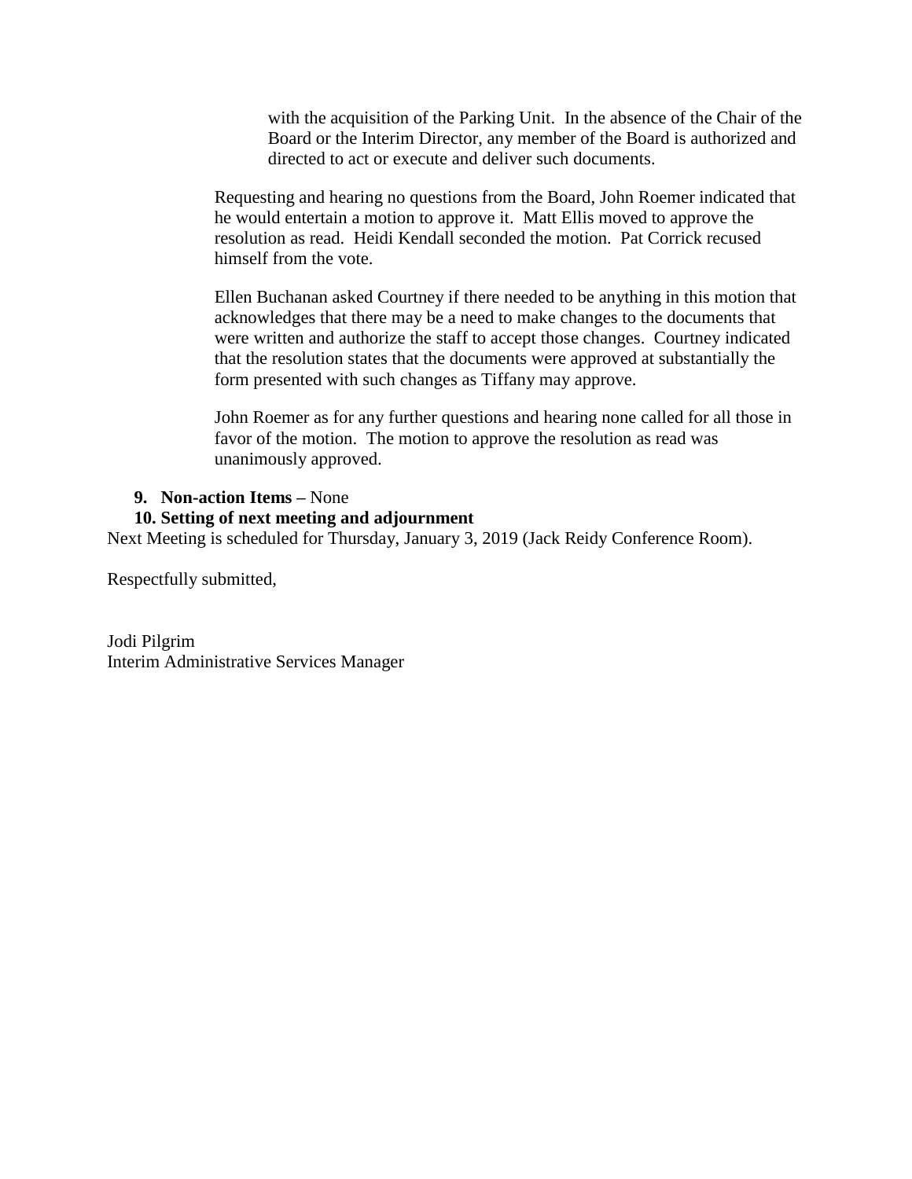with the acquisition of the Parking Unit. In the absence of the Chair of the Board or the Interim Director, any member of the Board is authorized and directed to act or execute and deliver such documents.

Requesting and hearing no questions from the Board, John Roemer indicated that he would entertain a motion to approve it. Matt Ellis moved to approve the resolution as read. Heidi Kendall seconded the motion. Pat Corrick recused himself from the vote.

Ellen Buchanan asked Courtney if there needed to be anything in this motion that acknowledges that there may be a need to make changes to the documents that were written and authorize the staff to accept those changes. Courtney indicated that the resolution states that the documents were approved at substantially the form presented with such changes as Tiffany may approve.

John Roemer as for any further questions and hearing none called for all those in favor of the motion. The motion to approve the resolution as read was unanimously approved.

**9. Non-action Items –** None

**10. Setting of next meeting and adjournment**

Next Meeting is scheduled for Thursday, January 3, 2019 (Jack Reidy Conference Room).

Respectfully submitted,

Jodi Pilgrim
Interim Administrative Services Manager